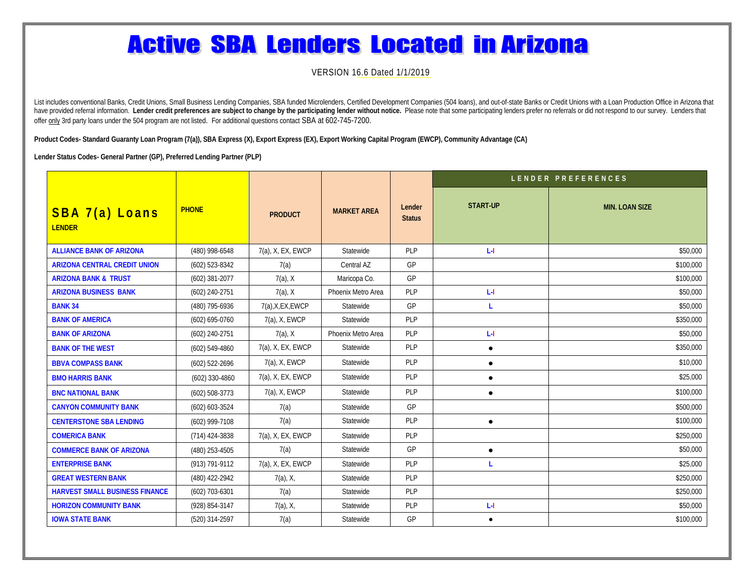# Active SBA Lenders Located in Arizona

VERSION 16.6 Dated 1/1/2019

List includes conventional Banks, Credit Unions, Small Business Lending Companies, SBA funded Microlenders, Certified Development Companies (504 loans), and out-of-state Banks or Credit Unions with a Loan Production Office in Arizona that have provided referral information. **Lender credit preferences are subject to change by the participating lender without notice.** Please note that some participating lenders prefer no referrals or did not respond to our survey. Lenders that offer only 3rd party loans under the 504 program are not listed. For additional questions contact SBA at 602-745-7200.

**Product Codes- Standard Guaranty Loan Program (7(a)), SBA Express (X), Export Express (EX), Export Working Capital Program (EWCP), Community Advantage (CA)**

**Lender Status Codes- General Partner (GP), Preferred Lending Partner (PLP)**

| SBA 7(a) Loans LENDER | PHONE | PRODUCT | MARKET AREA | Lender Status | LENDER PREFERENCES | |
|---|---|---|---|---|---|---|
| | | | | | START-UP | MIN. LOAN SIZE |
| ALLIANCE BANK OF ARIZONA | (480) 998-6548 | 7(a), X, EX, EWCP | Statewide | PLP | L-I | $50,000 |
| ARIZONA CENTRAL CREDIT UNION | (602) 523-8342 | 7(a) | Central AZ | GP | | $100,000 |
| ARIZONA BANK & TRUST | (602) 381-2077 | 7(a), X | Maricopa Co. | GP | | $100,000 |
| ARIZONA BUSINESS BANK | (602) 240-2751 | 7(a), X | Phoenix Metro Area | PLP | L-I | $50,000 |
| BANK 34 | (480) 795-6936 | 7(a),X,EX,EWCP | Statewide | GP | L | $50,000 |
| BANK OF AMERICA | (602) 695-0760 | 7(a), X, EWCP | Statewide | PLP | | $350,000 |
| BANK OF ARIZONA | (602) 240-2751 | 7(a), X | Phoenix Metro Area | PLP | L-I | $50,000 |
| BANK OF THE WEST | (602) 549-4860 | 7(a), X, EX, EWCP | Statewide | PLP | ● | $350,000 |
| BBVA COMPASS BANK | (602) 522-2696 | 7(a), X, EWCP | Statewide | PLP | ● | $10,000 |
| BMO HARRIS BANK | (602) 330-4860 | 7(a), X, EX, EWCP | Statewide | PLP | ● | $25,000 |
| BNC NATIONAL BANK | (602) 508-3773 | 7(a), X, EWCP | Statewide | PLP | ● | $100,000 |
| CANYON COMMUNITY BANK | (602) 603-3524 | 7(a) | Statewide | GP | | $500,000 |
| CENTERSTONE SBA LENDING | (602) 999-7108 | 7(a) | Statewide | PLP | ● | $100,000 |
| COMERICA BANK | (714) 424-3838 | 7(a), X, EX, EWCP | Statewide | PLP | | $250,000 |
| COMMERCE BANK OF ARIZONA | (480) 253-4505 | 7(a) | Statewide | GP | ● | $50,000 |
| ENTERPRISE BANK | (913) 791-9112 | 7(a), X, EX, EWCP | Statewide | PLP | L | $25,000 |
| GREAT WESTERN BANK | (480) 422-2942 | 7(a), X, | Statewide | PLP | | $250,000 |
| HARVEST SMALL BUSINESS FINANCE | (602) 703-6301 | 7(a) | Statewide | PLP | | $250,000 |
| HORIZON COMMUNITY BANK | (928) 854-3147 | 7(a), X, | Statewide | PLP | L-I | $50,000 |
| IOWA STATE BANK | (520) 314-2597 | 7(a) | Statewide | GP | ● | $100,000 |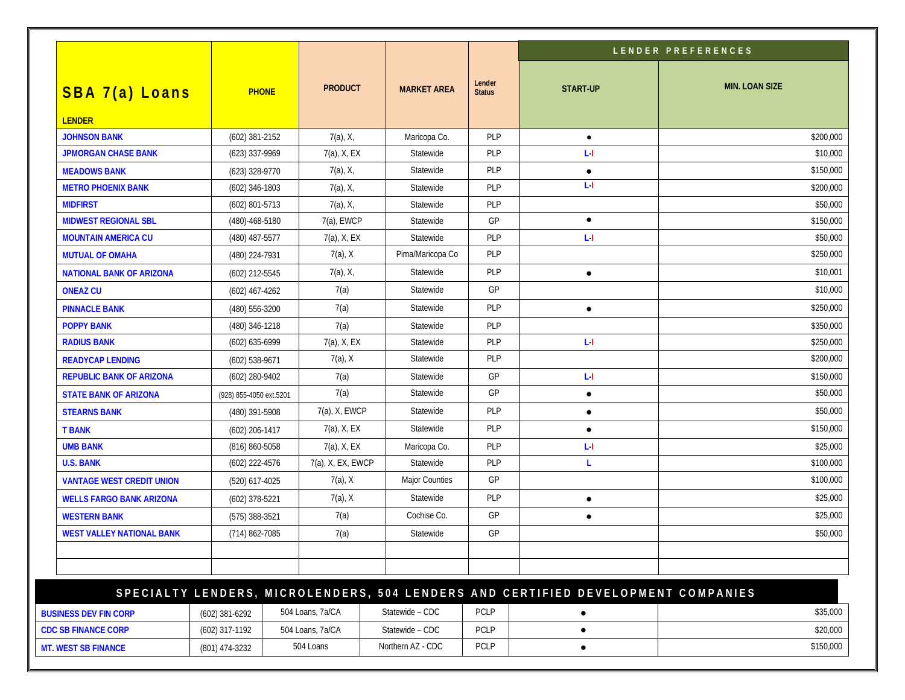| SBA 7(a) Loans LENDER | PHONE | PRODUCT | MARKET AREA | Lender Status | LENDER PREFERENCES | |
|---|---|---|---|---|---|---|
| | | | | | START-UP | MIN. LOAN SIZE |
| JOHNSON BANK | (602) 381-2152 | 7(a), X, | Maricopa Co. | PLP | ● | $200,000 |
| JPMORGAN CHASE BANK | (623) 337-9969 | 7(a), X, EX | Statewide | PLP | L-I | $10,000 |
| MEADOWS BANK | (623) 328-9770 | 7(a), X, | Statewide | PLP | ● | $150,000 |
| METRO PHOENIX BANK | (602) 346-1803 | 7(a), X, | Statewide | PLP | L-I | $200,000 |
| MIDFIRST | (602) 801-5713 | 7(a), X, | Statewide | PLP | | $50,000 |
| MIDWEST REGIONAL SBL | (480)-468-5180 | 7(a), EWCP | Statewide | GP | ● | $150,000 |
| MOUNTAIN AMERICA CU | (480) 487-5577 | 7(a), X, EX | Statewide | PLP | L-I | $50,000 |
| MUTUAL OF OMAHA | (480) 224-7931 | 7(a), X | Pima/Maricopa Co | PLP | | $250,000 |
| NATIONAL BANK OF ARIZONA | (602) 212-5545 | 7(a), X, | Statewide | PLP | ● | $10,001 |
| ONEAZ CU | (602) 467-4262 | 7(a) | Statewide | GP | | $10,000 |
| PINNACLE BANK | (480) 556-3200 | 7(a) | Statewide | PLP | ● | $250,000 |
| POPPY BANK | (480) 346-1218 | 7(a) | Statewide | PLP | | $350,000 |
| RADIUS BANK | (602) 635-6999 | 7(a), X, EX | Statewide | PLP | L-I | $250,000 |
| READYCAP LENDING | (602) 538-9671 | 7(a), X | Statewide | PLP | | $200,000 |
| REPUBLIC BANK OF ARIZONA | (602) 280-9402 | 7(a) | Statewide | GP | L-I | $150,000 |
| STATE BANK OF ARIZONA | (928) 855-4050 ext.5201 | 7(a) | Statewide | GP | ● | $50,000 |
| STEARNS BANK | (480) 391-5908 | 7(a), X, EWCP | Statewide | PLP | ● | $50,000 |
| T BANK | (602) 206-1417 | 7(a), X, EX | Statewide | PLP | ● | $150,000 |
| UMB BANK | (816) 860-5058 | 7(a), X, EX | Maricopa Co. | PLP | L-I | $25,000 |
| U.S. BANK | (602) 222-4576 | 7(a), X, EX, EWCP | Statewide | PLP | L | $100,000 |
| VANTAGE WEST CREDIT UNION | (520) 617-4025 | 7(a), X | Major Counties | GP | | $100,000 |
| WELLS FARGO BANK ARIZONA | (602) 378-5221 | 7(a), X | Statewide | PLP | ● | $25,000 |
| WESTERN BANK | (575) 388-3521 | 7(a) | Cochise Co. | GP | ● | $25,000 |
| WEST VALLEY NATIONAL BANK | (714) 862-7085 | 7(a) | Statewide | GP | | $50,000 |
| | | | | | | |
| | | | | | | |

## SPECIALTY LENDERS, MICROLENDERS, 504 LENDERS AND CERTIFIED DEVELOPMENT COMPANIES

| | | | | | | |
|---|---|---|---|---|---|---|
| BUSINESS DEV FIN CORP | (602) 381-6292 | 504 Loans, 7a/CA | Statewide – CDC | PCLP | ● | $35,000 |
| CDC SB FINANCE CORP | (602) 317-1192 | 504 Loans, 7a/CA | Statewide – CDC | PCLP | ● | $20,000 |
| MT. WEST SB FINANCE | (801) 474-3232 | 504 Loans | Northern AZ - CDC | PCLP | ● | $150,000 |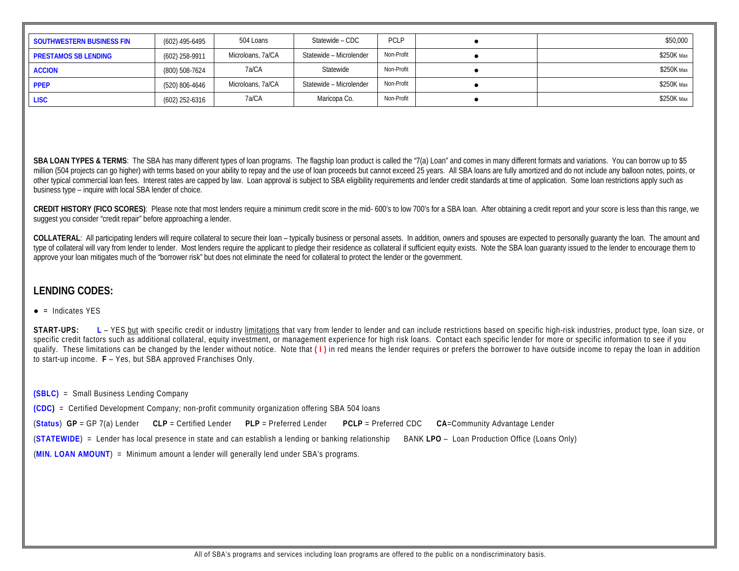| | | | | | | |
|---|---|---|---|---|---|---|
| SOUTHWESTERN BUSINESS FIN | (602) 495-6495 | 504 Loans | Statewide – CDC | PCLP | ● | $50,000 |
| PRESTAMOS SB LENDING | (602) 258-9911 | Microloans, 7a/CA | Statewide – Microlender | Non-Profit | ● | $250K Max |
| ACCION | (800) 508-7624 | 7a/CA | Statewide | Non-Profit | ● | $250K Max |
| PPEP | (520) 806-4646 | Microloans, 7a/CA | Statewide – Microlender | Non-Profit | ● | $250K Max |
| LISC | (602) 252-6316 | 7a/CA | Maricopa Co. | Non-Profit | ● | $250K Max |

**SBA LOAN TYPES & TERMS**: The SBA has many different types of loan programs. The flagship loan product is called the "7(a) Loan" and comes in many different formats and variations. You can borrow up to $5 million (504 projects can go higher) with terms based on your ability to repay and the use of loan proceeds but cannot exceed 25 years. All SBA loans are fully amortized and do not include any balloon notes, points, or other typical commercial loan fees. Interest rates are capped by law. Loan approval is subject to SBA eligibility requirements and lender credit standards at time of application. Some loan restrictions apply such as business type – inquire with local SBA lender of choice.

**CREDIT HISTORY (FICO SCORES)**: Please note that most lenders require a minimum credit score in the mid- 600's to low 700's for a SBA loan. After obtaining a credit report and your score is less than this range, we suggest you consider "credit repair" before approaching a lender.

**COLLATERAL**: All participating lenders will require collateral to secure their loan – typically business or personal assets. In addition, owners and spouses are expected to personally guaranty the loan. The amount and type of collateral will vary from lender to lender. Most lenders require the applicant to pledge their residence as collateral if sufficient equity exists. Note the SBA loan guaranty issued to the lender to encourage them to approve your loan mitigates much of the "borrower risk" but does not eliminate the need for collateral to protect the lender or the government.

## LENDING CODES:

● = Indicates YES

**START-UPS:** **L** – YES but with specific credit or industry limitations that vary from lender to lender and can include restrictions based on specific high-risk industries, product type, loan size, or specific credit factors such as additional collateral, equity investment, or management experience for high risk loans. Contact each specific lender for more or specific information to see if you qualify. These limitations can be changed by the lender without notice. Note that **( I )** in red means the lender requires or prefers the borrower to have outside income to repay the loan in addition to start-up income. **F** – Yes, but SBA approved Franchises Only.

**(SBLC)** = Small Business Lending Company

**(CDC)** = Certified Development Company; non-profit community organization offering SBA 504 loans

(**Status**) **GP** = GP 7(a) Lender **CLP** = Certified Lender **PLP** = Preferred Lender **PCLP** = Preferred CDC **CA**=Community Advantage Lender

(**STATEWIDE**) = Lender has local presence in state and can establish a lending or banking relationship BANK **LPO** – Loan Production Office (Loans Only)

(**MIN. LOAN AMOUNT**) = Minimum amount a lender will generally lend under SBA's programs.

All of SBA's programs and services including loan programs are offered to the public on a nondiscriminatory basis.